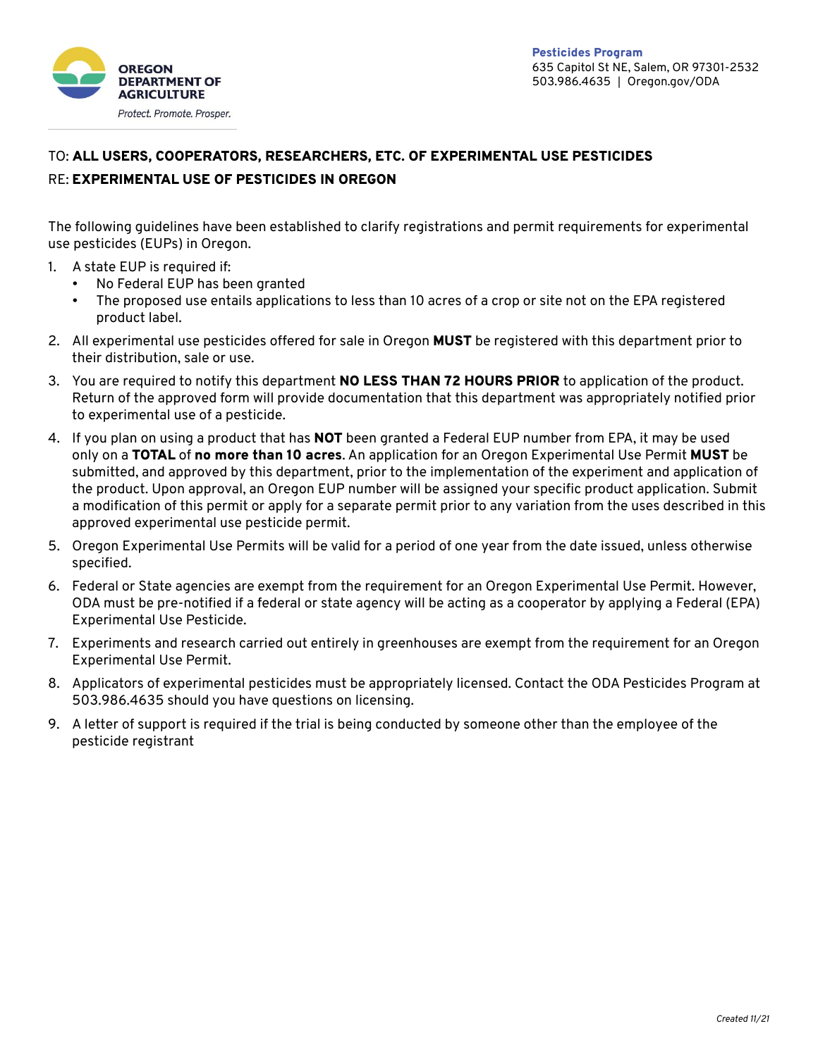OREGON DEPARTMENT OF AGRICULTURE

*Protect. Promote. Prosper.*

**Pesticides Program**
635 Capitol St NE, Salem, OR 97301-2532
503.986.4635 | Oregon.gov/ODA

TO: **ALL USERS, COOPERATORS, RESEARCHERS, ETC. OF EXPERIMENTAL USE PESTICIDES**

RE: **EXPERIMENTAL USE OF PESTICIDES IN OREGON**

The following guidelines have been established to clarify registrations and permit requirements for experimental use pesticides (EUPs) in Oregon.

1. A state EUP is required if:
   - No Federal EUP has been granted
   - The proposed use entails applications to less than 10 acres of a crop or site not on the EPA registered product label.
2. All experimental use pesticides offered for sale in Oregon **MUST** be registered with this department prior to their distribution, sale or use.
3. You are required to notify this department **NO LESS THAN 72 HOURS PRIOR** to application of the product. Return of the approved form will provide documentation that this department was appropriately notified prior to experimental use of a pesticide.
4. If you plan on using a product that has **NOT** been granted a Federal EUP number from EPA, it may be used only on a **TOTAL** of **no more than 10 acres**. An application for an Oregon Experimental Use Permit **MUST** be submitted, and approved by this department, prior to the implementation of the experiment and application of the product. Upon approval, an Oregon EUP number will be assigned your specific product application. Submit a modification of this permit or apply for a separate permit prior to any variation from the uses described in this approved experimental use pesticide permit.
5. Oregon Experimental Use Permits will be valid for a period of one year from the date issued, unless otherwise specified.
6. Federal or State agencies are exempt from the requirement for an Oregon Experimental Use Permit. However, ODA must be pre-notified if a federal or state agency will be acting as a cooperator by applying a Federal (EPA) Experimental Use Pesticide.
7. Experiments and research carried out entirely in greenhouses are exempt from the requirement for an Oregon Experimental Use Permit.
8. Applicators of experimental pesticides must be appropriately licensed. Contact the ODA Pesticides Program at 503.986.4635 should you have questions on licensing.
9. A letter of support is required if the trial is being conducted by someone other than the employee of the pesticide registrant

*Created 11/21*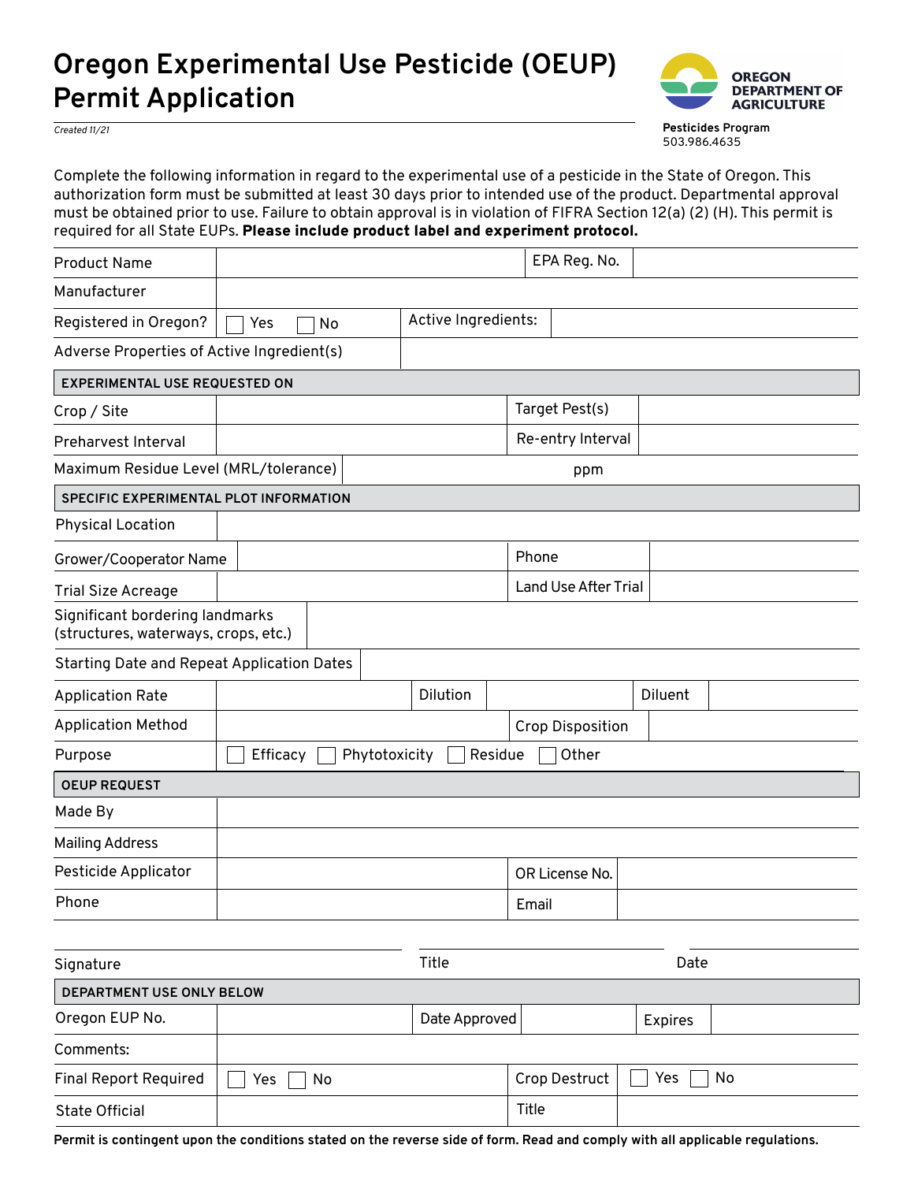# Oregon Experimental Use Pesticide (OEUP) Permit Application

*Created 11/21*

**OREGON DEPARTMENT OF AGRICULTURE**

**Pesticides Program**
503.986.4635

Complete the following information in regard to the experimental use of a pesticide in the State of Oregon. This authorization form must be submitted at least 30 days prior to intended use of the product. Departmental approval must be obtained prior to use. Failure to obtain approval is in violation of FIFRA Section 12(a) (2) (H). This permit is required for all State EUPs. **Please include product label and experiment protocol.**

| | | | |
|---|---|---|---|
| Product Name | | EPA Reg. No. | |
| Manufacturer | | | |
| Registered in Oregon? | ☐ Yes ☐ No | Active Ingredients: | |
| Adverse Properties of Active Ingredient(s) | | | |

**EXPERIMENTAL USE REQUESTED ON**

| | | | |
|---|---|---|---|
| Crop / Site | | Target Pest(s) | |
| Preharvest Interval | | Re-entry Interval | |
| Maximum Residue Level (MRL/tolerance) | ppm | | |

**SPECIFIC EXPERIMENTAL PLOT INFORMATION**

| | | | | | |
|---|---|---|---|---|---|
| Physical Location | | | | | |
| Grower/Cooperator Name | | Phone | | | |
| Trial Size Acreage | | Land Use After Trial | | | |
| Significant bordering landmarks (structures, waterways, crops, etc.) | | | | | |
| Starting Date and Repeat Application Dates | | | | | |
| Application Rate | | Dilution | | Diluent | |
| Application Method | | Crop Disposition | | | |
| Purpose | ☐ Efficacy ☐ Phytotoxicity ☐ Residue ☐ Other | | | | |

**OEUP REQUEST**

| | | | |
|---|---|---|---|
| Made By | | | |
| Mailing Address | | | |
| Pesticide Applicator | | OR License No. | |
| Phone | | Email | |

| | | |
|---|---|---|
| Signature | Title | Date |

**DEPARTMENT USE ONLY BELOW**

| | | | | | |
|---|---|---|---|---|---|
| Oregon EUP No. | | Date Approved | | Expires | |
| Comments: | | | | | |
| Final Report Required | ☐ Yes ☐ No | Crop Destruct | ☐ Yes ☐ No | | |
| State Official | | Title | | | |

**Permit is contingent upon the conditions stated on the reverse side of form. Read and comply with all applicable regulations.**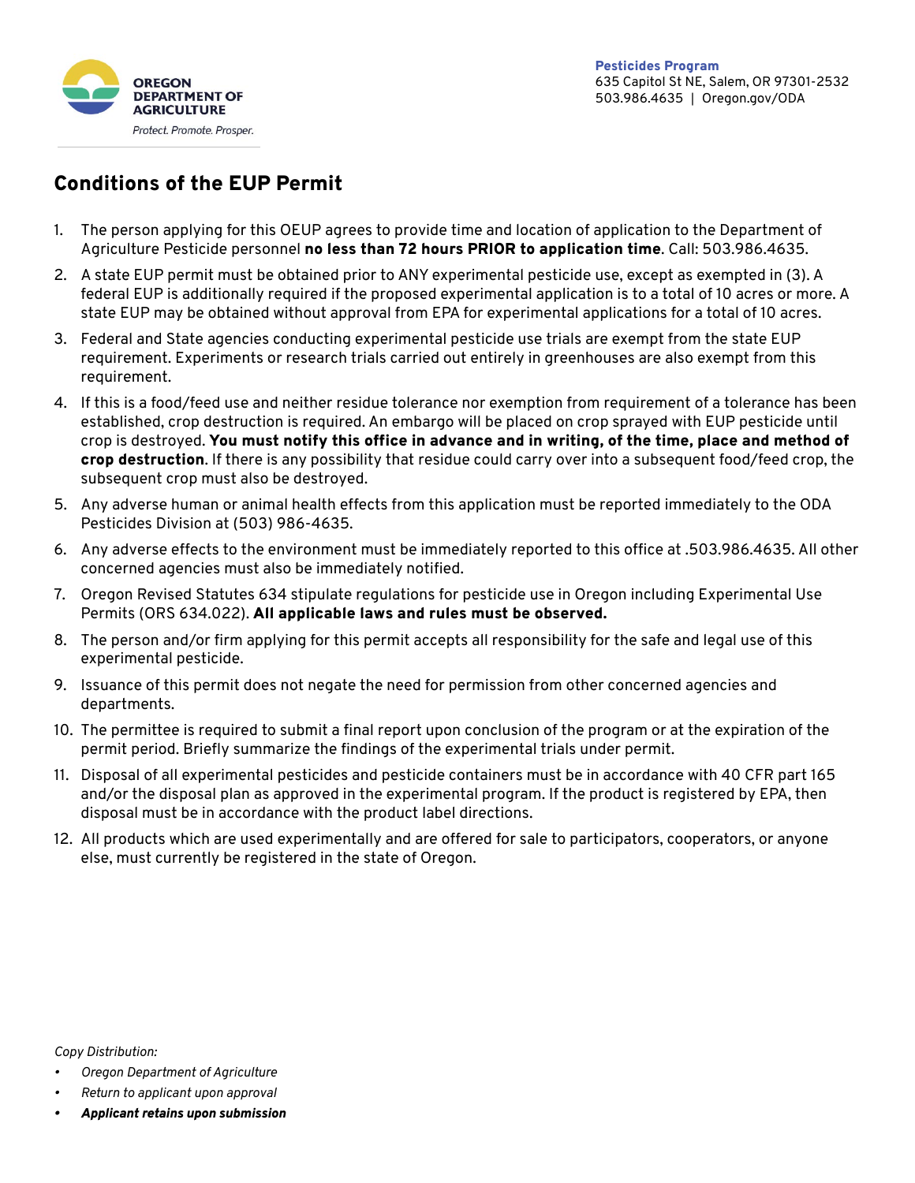**Pesticides Program**
635 Capitol St NE, Salem, OR 97301-2532
503.986.4635 | Oregon.gov/ODA

## Conditions of the EUP Permit

1. The person applying for this OEUP agrees to provide time and location of application to the Department of Agriculture Pesticide personnel **no less than 72 hours PRIOR to application time**. Call: 503.986.4635.
2. A state EUP permit must be obtained prior to ANY experimental pesticide use, except as exempted in (3). A federal EUP is additionally required if the proposed experimental application is to a total of 10 acres or more. A state EUP may be obtained without approval from EPA for experimental applications for a total of 10 acres.
3. Federal and State agencies conducting experimental pesticide use trials are exempt from the state EUP requirement. Experiments or research trials carried out entirely in greenhouses are also exempt from this requirement.
4. If this is a food/feed use and neither residue tolerance nor exemption from requirement of a tolerance has been established, crop destruction is required. An embargo will be placed on crop sprayed with EUP pesticide until crop is destroyed. **You must notify this office in advance and in writing, of the time, place and method of crop destruction**. If there is any possibility that residue could carry over into a subsequent food/feed crop, the subsequent crop must also be destroyed.
5. Any adverse human or animal health effects from this application must be reported immediately to the ODA Pesticides Division at (503) 986-4635.
6. Any adverse effects to the environment must be immediately reported to this office at .503.986.4635. All other concerned agencies must also be immediately notified.
7. Oregon Revised Statutes 634 stipulate regulations for pesticide use in Oregon including Experimental Use Permits (ORS 634.022). **All applicable laws and rules must be observed.**
8. The person and/or firm applying for this permit accepts all responsibility for the safe and legal use of this experimental pesticide.
9. Issuance of this permit does not negate the need for permission from other concerned agencies and departments.
10. The permittee is required to submit a final report upon conclusion of the program or at the expiration of the permit period. Briefly summarize the findings of the experimental trials under permit.
11. Disposal of all experimental pesticides and pesticide containers must be in accordance with 40 CFR part 165 and/or the disposal plan as approved in the experimental program. If the product is registered by EPA, then disposal must be in accordance with the product label directions.
12. All products which are used experimentally and are offered for sale to participators, cooperators, or anyone else, must currently be registered in the state of Oregon.

*Copy Distribution:*

- *Oregon Department of Agriculture*
- *Return to applicant upon approval*
- ***Applicant retains upon submission***